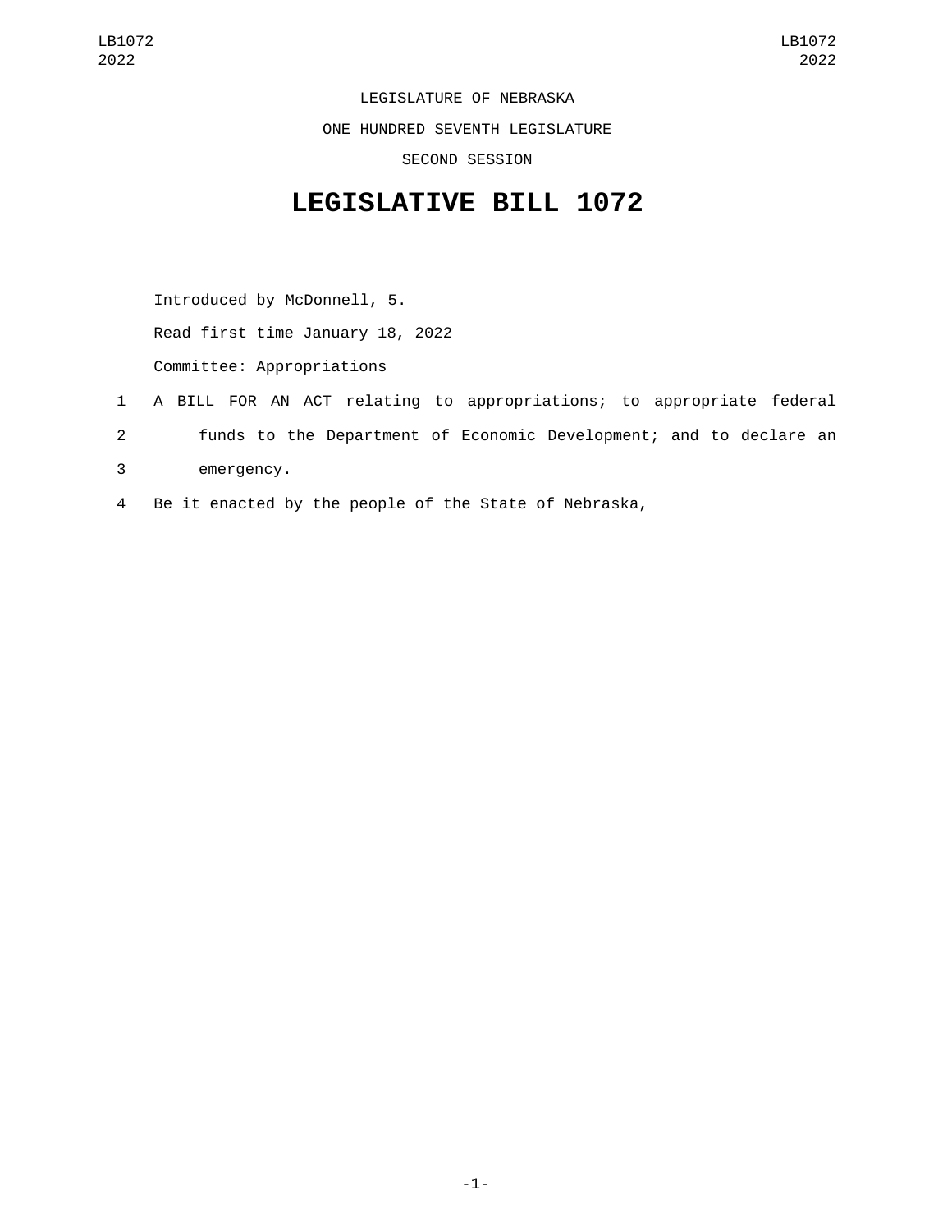LEGISLATURE OF NEBRASKA

ONE HUNDRED SEVENTH LEGISLATURE

SECOND SESSION

# LEGISLATIVE BILL 1072

Introduced by McDonnell, 5.

Read first time January 18, 2022

Committee: Appropriations

1 A BILL FOR AN ACT relating to appropriations; to appropriate federal
2 funds to the Department of Economic Development; and to declare an
3 emergency.

4 Be it enacted by the people of the State of Nebraska,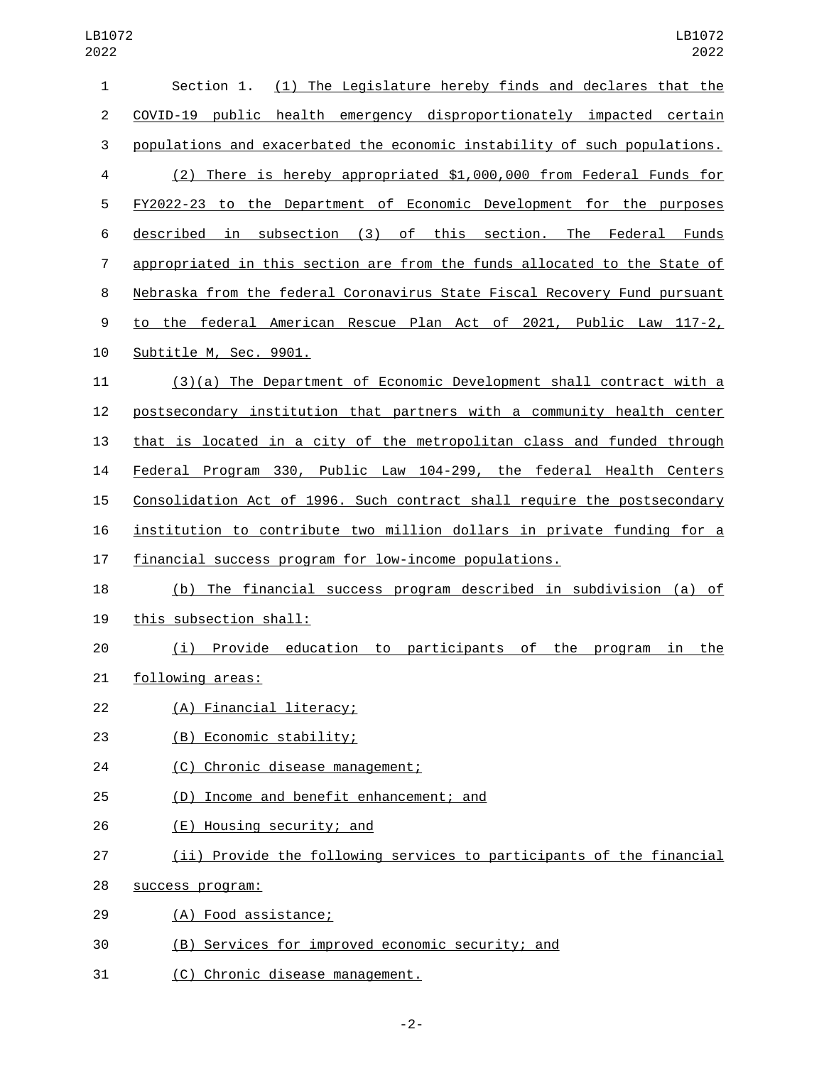Section 1. (1) The Legislature hereby finds and declares that the COVID-19 public health emergency disproportionately impacted certain populations and exacerbated the economic instability of such populations.

(2) There is hereby appropriated $1,000,000 from Federal Funds for FY2022-23 to the Department of Economic Development for the purposes described in subsection (3) of this section. The Federal Funds appropriated in this section are from the funds allocated to the State of Nebraska from the federal Coronavirus State Fiscal Recovery Fund pursuant to the federal American Rescue Plan Act of 2021, Public Law 117-2, Subtitle M, Sec. 9901.

(3)(a) The Department of Economic Development shall contract with a postsecondary institution that partners with a community health center that is located in a city of the metropolitan class and funded through Federal Program 330, Public Law 104-299, the federal Health Centers Consolidation Act of 1996. Such contract shall require the postsecondary institution to contribute two million dollars in private funding for a financial success program for low-income populations.

(b) The financial success program described in subdivision (a) of this subsection shall:

(i) Provide education to participants of the program in the following areas:

(A) Financial literacy;

(B) Economic stability;

(C) Chronic disease management;

(D) Income and benefit enhancement; and

(E) Housing security; and

(ii) Provide the following services to participants of the financial success program:

(A) Food assistance;

(B) Services for improved economic security; and

(C) Chronic disease management.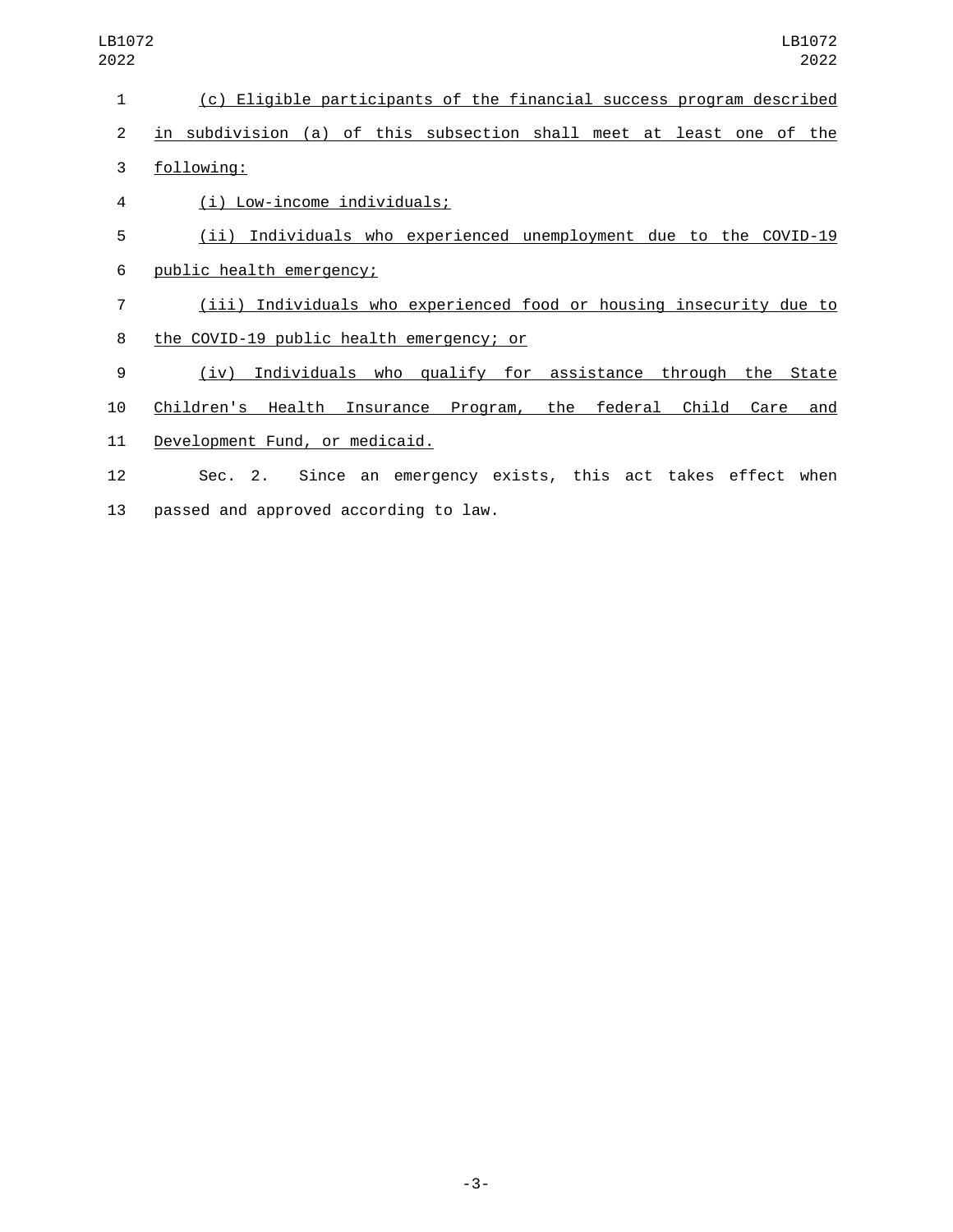(c) Eligible participants of the financial success program described in subdivision (a) of this subsection shall meet at least one of the following:

(i) Low-income individuals;

(ii) Individuals who experienced unemployment due to the COVID-19 public health emergency;

(iii) Individuals who experienced food or housing insecurity due to the COVID-19 public health emergency; or

(iv) Individuals who qualify for assistance through the State Children's Health Insurance Program, the federal Child Care and Development Fund, or medicaid.

Sec. 2. Since an emergency exists, this act takes effect when passed and approved according to law.